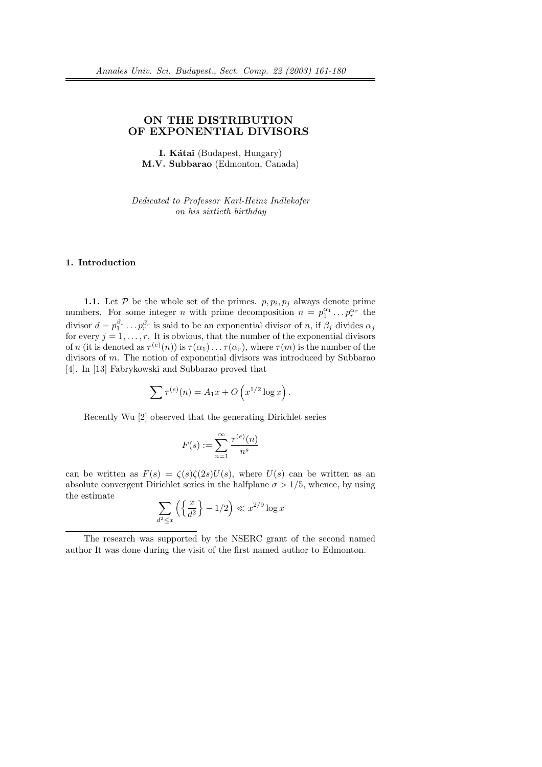# ON THE DISTRIBUTION OF EXPONENTIAL DIVISORS

**I. Kátai** (Budapest, Hungary)
**M.V. Subbarao** (Edmonton, Canada)

*Dedicated to Professor Karl-Heinz Indlekofer on his sixtieth birthday*

## 1. Introduction

**1.1.** Let $\mathcal{P}$ be the whole set of the primes. $p, p_i, p_j$ always denote prime numbers. For some integer $n$ with prime decomposition $n = p_1^{\alpha_1} \dots p_r^{\alpha_r}$ the divisor $d = p_1^{\beta_1} \dots p_r^{\beta_r}$ is said to be an exponential divisor of $n$, if $\beta_j$ divides $\alpha_j$ for every $j = 1, \dots, r$. It is obvious, that the number of the exponential divisors of $n$ (it is denoted as $\tau^{(e)}(n)$) is $\tau(\alpha_1) \dots \tau(\alpha_r)$, where $\tau(m)$ is the number of the divisors of $m$. The notion of exponential divisors was introduced by Subbarao [4]. In [13] Fabrykowski and Subbarao proved that

$$\sum \tau^{(e)}(n) = A_1 x + O\left(x^{1/2} \log x\right).$$

Recently Wu [2] observed that the generating Dirichlet series

$$F(s) := \sum_{n=1}^{\infty} \frac{\tau^{(e)}(n)}{n^s}$$

can be written as $F(s) = \zeta(s)\zeta(2s)U(s)$, where $U(s)$ can be written as an absolute convergent Dirichlet series in the halfplane $\sigma > 1/5$, whence, by using the estimate

$$\sum_{d^2 \leq x} \left( \left\{ \frac{x}{d^2} \right\} - 1/2 \right) \ll x^{2/9} \log x$$

The research was supported by the NSERC grant of the second named author It was done during the visit of the first named author to Edmonton.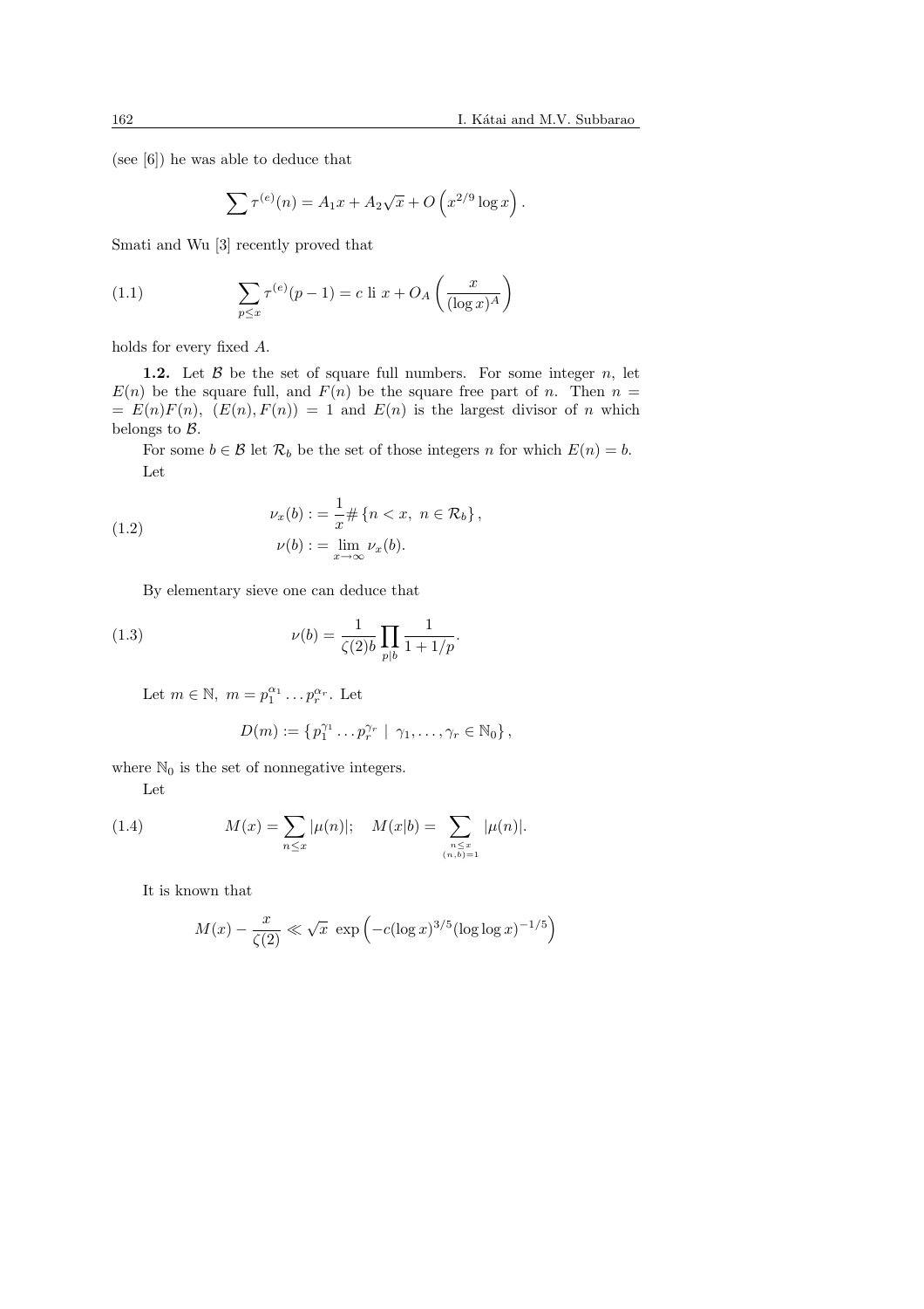(see [6]) he was able to deduce that

$$\sum \tau^{(e)}(n) = A_1 x + A_2\sqrt{x} + O\left(x^{2/9}\log x\right).$$

Smati and Wu [3] recently proved that

$$\sum_{p\le x} \tau^{(e)}(p-1) = c \text{ li } x + O_A\left(\frac{x}{(\log x)^A}\right) \tag{1.1}$$

holds for every fixed $A$.

**1.2.** Let $\mathcal{B}$ be the set of square full numbers. For some integer $n$, let $E(n)$ be the square full, and $F(n)$ be the square free part of $n$. Then $n = E(n)F(n)$, $(E(n), F(n)) = 1$ and $E(n)$ is the largest divisor of $n$ which belongs to $\mathcal{B}$.

For some $b \in \mathcal{B}$ let $\mathcal{R}_b$ be the set of those integers $n$ for which $E(n) = b$.

Let

$$\begin{aligned} \nu_x(b) &:= \frac{1}{x}\#\left\{n < x,\ n \in \mathcal{R}_b\right\}, \\ \nu(b) &:= \lim_{x\to\infty} \nu_x(b). \end{aligned} \tag{1.2}$$

By elementary sieve one can deduce that

$$\nu(b) = \frac{1}{\zeta(2)b}\prod_{p|b}\frac{1}{1+1/p}. \tag{1.3}$$

Let $m \in \mathbb{N},\ m = p_1^{\alpha_1}\dots p_r^{\alpha_r}$. Let

$$D(m) := \left\{\, p_1^{\gamma_1}\dots p_r^{\gamma_r} \;\middle|\; \gamma_1,\dots,\gamma_r \in \mathbb{N}_0\right\},$$

where $\mathbb{N}_0$ is the set of nonnegative integers.

Let

$$M(x) = \sum_{n\le x}|\mu(n)|; \quad M(x|b) = \sum_{\substack{n\le x\\(n,b)=1}}|\mu(n)|. \tag{1.4}$$

It is known that

$$M(x) - \frac{x}{\zeta(2)} \ll \sqrt{x}\ \exp\left(-c(\log x)^{3/5}(\log\log x)^{-1/5}\right)$$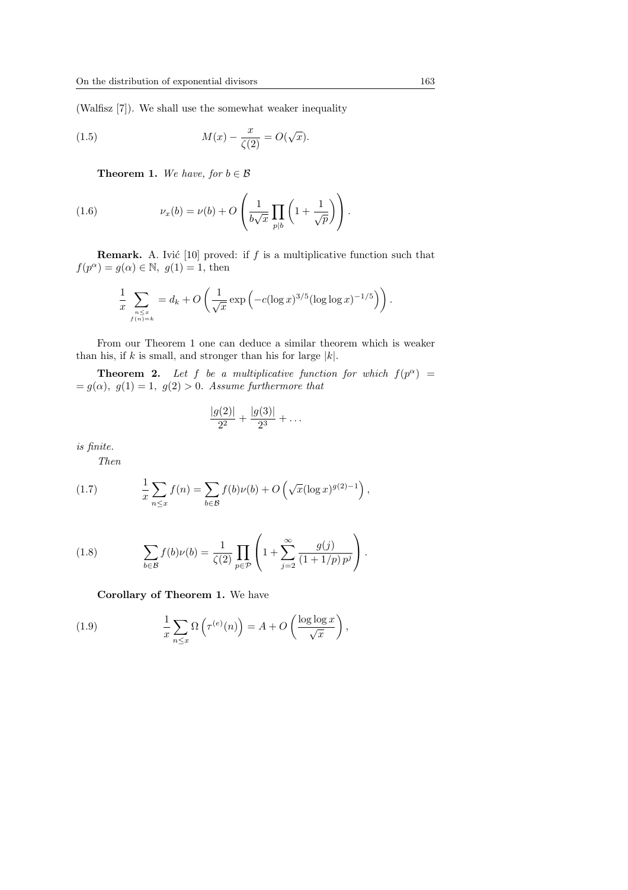(Walfisz [7]). We shall use the somewhat weaker inequality

$$M(x) - \frac{x}{\zeta(2)} = O(\sqrt{x}). \tag{1.5}$$

**Theorem 1.** *We have, for $b \in \mathcal{B}$*

$$\nu_x(b) = \nu(b) + O\left(\frac{1}{b\sqrt{x}} \prod_{p|b} \left(1 + \frac{1}{\sqrt{p}}\right)\right). \tag{1.6}$$

**Remark.** A. Ivić [10] proved: if $f$ is a multiplicative function such that $f(p^\alpha) = g(\alpha) \in \mathbb{N}$, $g(1) = 1$, then

$$\frac{1}{x} \sum_{\substack{n \leq x \\ f(n)=k}} = d_k + O\left(\frac{1}{\sqrt{x}} \exp\left(-c(\log x)^{3/5}(\log\log x)^{-1/5}\right)\right).$$

From our Theorem 1 one can deduce a similar theorem which is weaker than his, if $k$ is small, and stronger than his for large $|k|$.

**Theorem 2.** *Let $f$ be a multiplicative function for which $f(p^\alpha) = g(\alpha)$, $g(1) = 1$, $g(2) > 0$. Assume furthermore that*

$$\frac{|g(2)|}{2^2} + \frac{|g(3)|}{2^3} + \dots$$

*is finite.*

*Then*

$$\frac{1}{x} \sum_{n \leq x} f(n) = \sum_{b \in \mathcal{B}} f(b)\nu(b) + O\left(\sqrt{x}(\log x)^{g(2)-1}\right), \tag{1.7}$$

$$\sum_{b \in \mathcal{B}} f(b)\nu(b) = \frac{1}{\zeta(2)} \prod_{p \in \mathcal{P}} \left(1 + \sum_{j=2}^{\infty} \frac{g(j)}{(1 + 1/p)\, p^j}\right). \tag{1.8}$$

**Corollary of Theorem 1.** We have

$$\frac{1}{x} \sum_{n \leq x} \Omega\left(\tau^{(e)}(n)\right) = A + O\left(\frac{\log\log x}{\sqrt{x}}\right), \tag{1.9}$$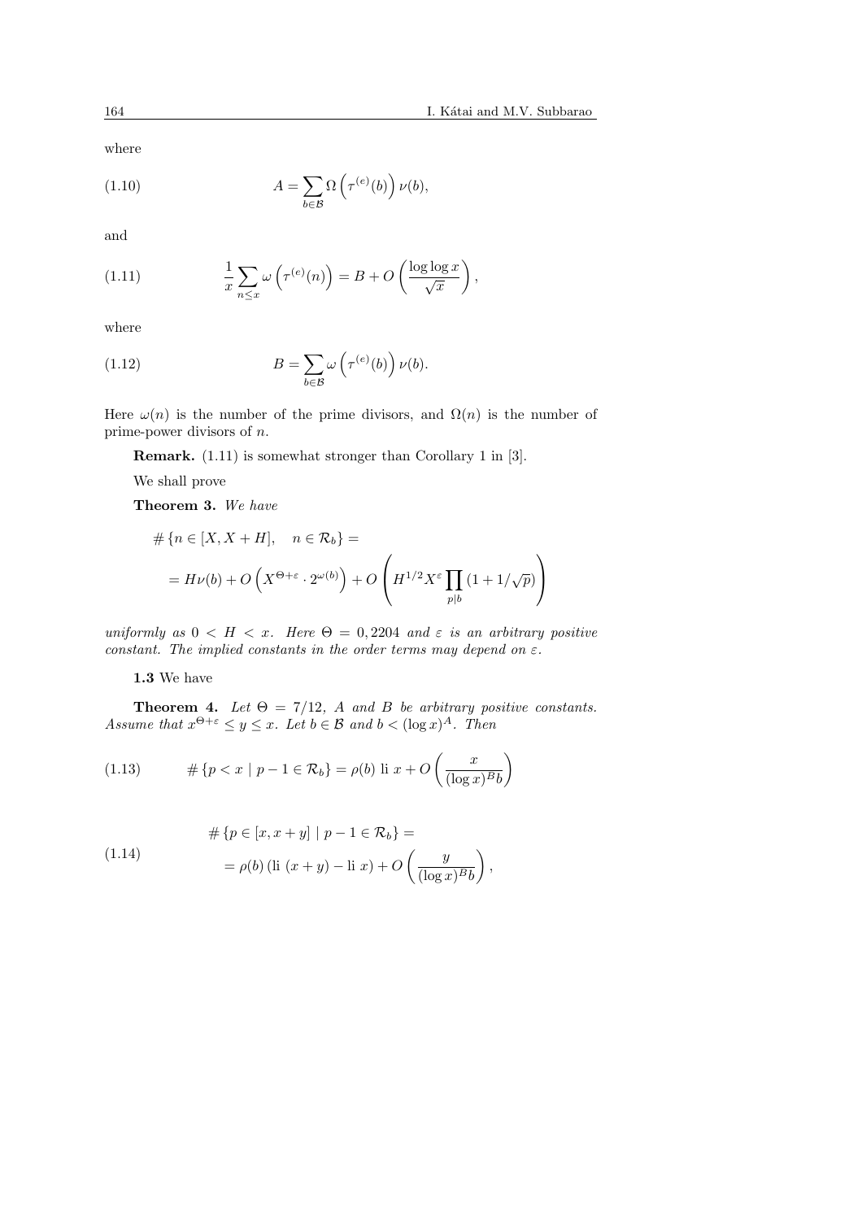where

$$A = \sum_{b \in \mathcal{B}} \Omega\left(\tau^{(e)}(b)\right) \nu(b), \tag{1.10}$$

and

$$\frac{1}{x} \sum_{n \le x} \omega\left(\tau^{(e)}(n)\right) = B + O\left(\frac{\log \log x}{\sqrt{x}}\right), \tag{1.11}$$

where

$$B = \sum_{b \in \mathcal{B}} \omega\left(\tau^{(e)}(b)\right) \nu(b). \tag{1.12}$$

Here $\omega(n)$ is the number of the prime divisors, and $\Omega(n)$ is the number of prime-power divisors of $n$.

**Remark.** (1.11) is somewhat stronger than Corollary 1 in [3].

We shall prove

**Theorem 3.** *We have*

$$\begin{aligned} &\#\{n \in [X, X+H], \quad n \in \mathcal{R}_b\} = \\ &= H\nu(b) + O\left(X^{\Theta+\varepsilon} \cdot 2^{\omega(b)}\right) + O\left(H^{1/2} X^{\varepsilon} \prod_{p \mid b} (1 + 1/\sqrt{p})\right) \end{aligned}$$

*uniformly as $0 < H < x$. Here $\Theta = 0,2204$ and $\varepsilon$ is an arbitrary positive constant. The implied constants in the order terms may depend on $\varepsilon$.*

**1.3** We have

**Theorem 4.** *Let $\Theta = 7/12$, $A$ and $B$ be arbitrary positive constants. Assume that $x^{\Theta+\varepsilon} \le y \le x$. Let $b \in \mathcal{B}$ and $b < (\log x)^A$. Then*

$$\#\{p < x \mid p - 1 \in \mathcal{R}_b\} = \rho(b) \text{ li } x + O\left(\frac{x}{(\log x)^B b}\right) \tag{1.13}$$

$$\begin{aligned} &\#\{p \in [x, x+y] \mid p - 1 \in \mathcal{R}_b\} = \\ &= \rho(b) \left(\text{li } (x+y) - \text{li } x\right) + O\left(\frac{y}{(\log x)^B b}\right), \end{aligned} \tag{1.14}$$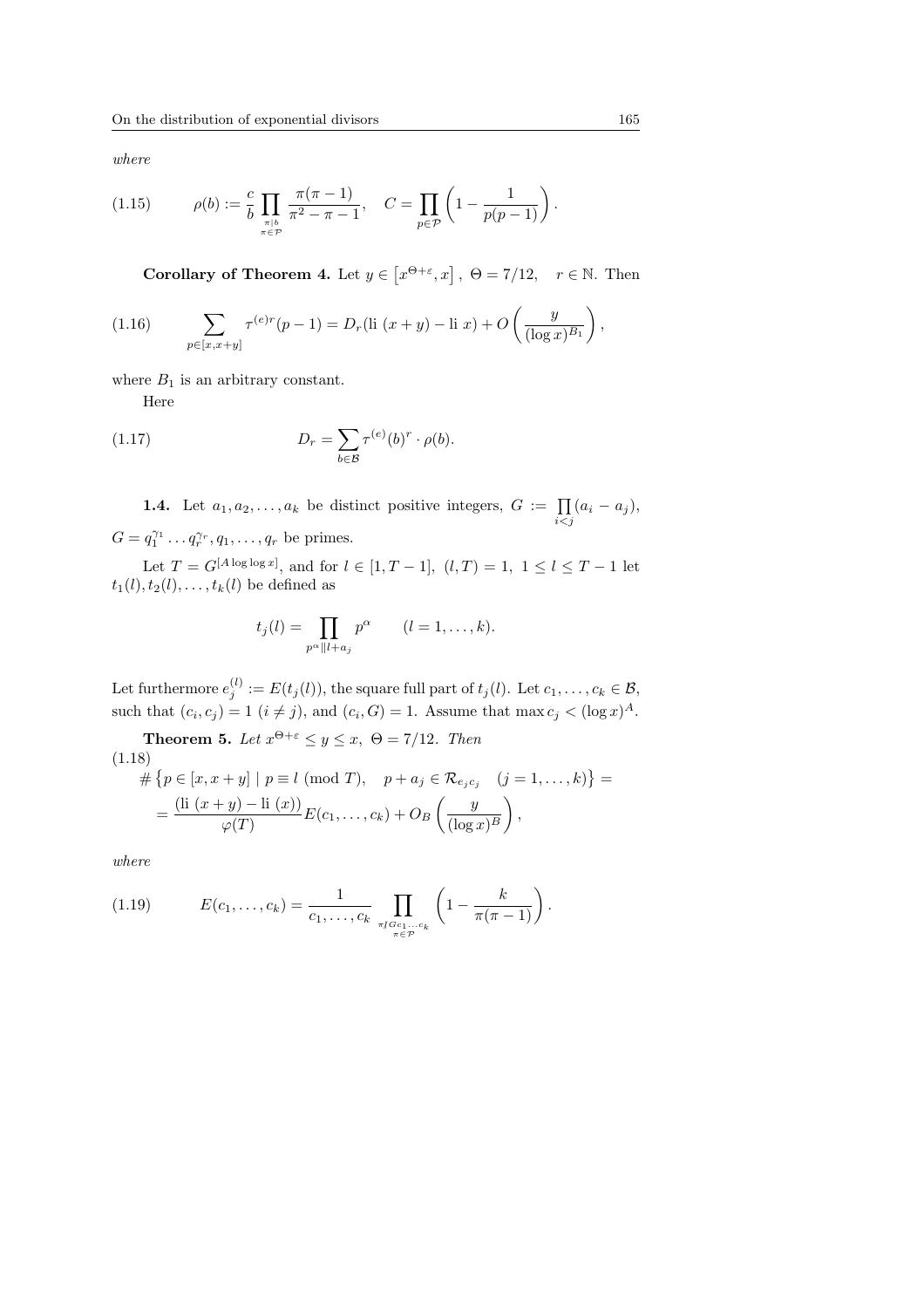*where*

$$\rho(b) := \frac{c}{b} \prod_{\substack{\pi \mid b \\ \pi \in \mathcal{P}}} \frac{\pi(\pi-1)}{\pi^2 - \pi - 1}, \quad C = \prod_{p \in \mathcal{P}} \left(1 - \frac{1}{p(p-1)}\right). \tag{1.15}$$

**Corollary of Theorem 4.** Let $y \in \left[x^{\Theta+\varepsilon}, x\right]$, $\Theta = 7/12$, $r \in \mathbb{N}$. Then

$$\sum_{p \in [x, x+y]} \tau^{(e)r}(p-1) = D_r(\text{li }(x+y) - \text{li }x) + O\left(\frac{y}{(\log x)^{B_1}}\right), \tag{1.16}$$

where $B_1$ is an arbitrary constant.

Here

$$D_r = \sum_{b \in \mathcal{B}} \tau^{(e)}(b)^r \cdot \rho(b). \tag{1.17}$$

**1.4.** Let $a_1, a_2, \ldots, a_k$ be distinct positive integers, $G := \prod_{i<j}(a_i - a_j)$, $G = q_1^{\gamma_1} \ldots q_r^{\gamma_r}, q_1, \ldots, q_r$ be primes.

Let $T = G^{[A \log\log x]}$, and for $l \in [1, T-1]$, $(l, T) = 1$, $1 \le l \le T-1$ let $t_1(l), t_2(l), \ldots, t_k(l)$ be defined as

$$t_j(l) = \prod_{p^\alpha \| l + a_j} p^\alpha \qquad (l = 1, \ldots, k).$$

Let furthermore $e_j^{(l)} := E(t_j(l))$, the square full part of $t_j(l)$. Let $c_1, \ldots, c_k \in \mathcal{B}$, such that $(c_i, c_j) = 1$ $(i \neq j)$, and $(c_i, G) = 1$. Assume that $\max c_j < (\log x)^A$.

**Theorem 5.** *Let $x^{\Theta+\varepsilon} \le y \le x$, $\Theta = 7/12$. Then*

$$\begin{aligned} &\#\left\{p \in [x, x+y] \mid p \equiv l \ (\text{mod } T), \quad p + a_j \in \mathcal{R}_{e_j c_j} \quad (j = 1, \ldots, k)\right\} = \\ &= \frac{(\text{li }(x+y) - \text{li }(x))}{\varphi(T)} E(c_1, \ldots, c_k) + O_B\left(\frac{y}{(\log x)^B}\right), \end{aligned} \tag{1.18}$$

*where*

$$E(c_1, \ldots, c_k) = \frac{1}{c_1, \ldots, c_k} \prod_{\substack{\pi \nmid G c_1 \ldots c_k \\ \pi \in \mathcal{P}}} \left(1 - \frac{k}{\pi(\pi-1)}\right). \tag{1.19}$$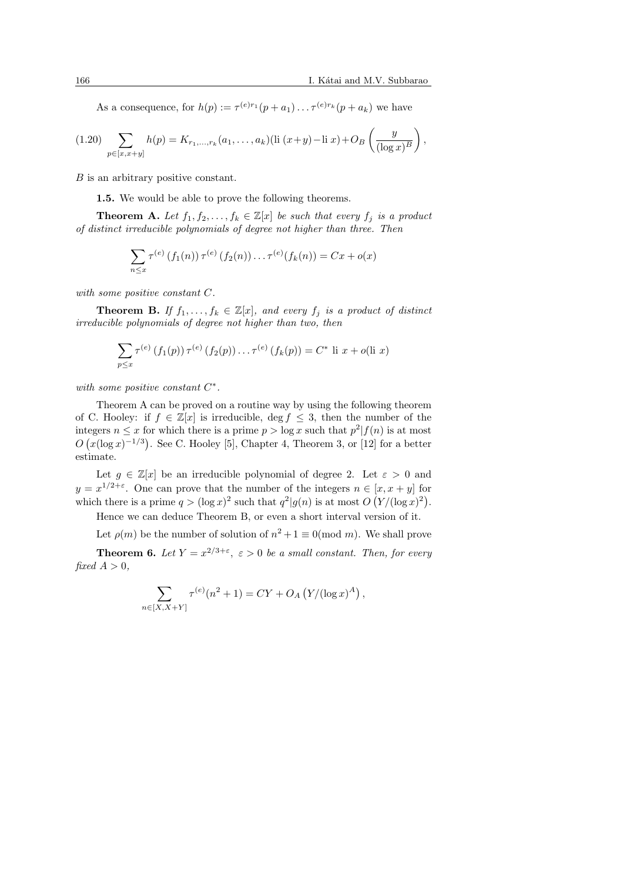As a consequence, for $h(p) := \tau^{(e)r_1}(p+a_1)\dots\tau^{(e)r_k}(p+a_k)$ we have

$$\sum_{p\in[x,x+y]} h(p) = K_{r_1,\dots,r_k}(a_1,\dots,a_k)(\mathrm{li}\,(x+y)-\mathrm{li}\,x)+O_B\left(\frac{y}{(\log x)^B}\right), \tag{1.20}$$

$B$ is an arbitrary positive constant.

**1.5.** We would be able to prove the following theorems.

**Theorem A.** *Let $f_1, f_2, \dots, f_k \in \mathbb{Z}[x]$ be such that every $f_j$ is a product of distinct irreducible polynomials of degree not higher than three. Then*

$$\sum_{n\le x} \tau^{(e)}\left(f_1(n)\right)\tau^{(e)}\left(f_2(n)\right)\dots\tau^{(e)}(f_k(n)) = Cx + o(x)$$

*with some positive constant $C$.*

**Theorem B.** *If $f_1, \dots, f_k \in \mathbb{Z}[x]$, and every $f_j$ is a product of distinct irreducible polynomials of degree not higher than two, then*

$$\sum_{p\le x} \tau^{(e)}\left(f_1(p)\right)\tau^{(e)}\left(f_2(p)\right)\dots\tau^{(e)}\left(f_k(p)\right) = C^*\ \mathrm{li}\ x + o(\mathrm{li}\ x)$$

*with some positive constant $C^*$.*

Theorem A can be proved on a routine way by using the following theorem of C. Hooley: if $f \in \mathbb{Z}[x]$ is irreducible, $\deg f \le 3$, then the number of the integers $n \le x$ for which there is a prime $p > \log x$ such that $p^2|f(n)$ is at most $O\left(x(\log x)^{-1/3}\right)$. See C. Hooley [5], Chapter 4, Theorem 3, or [12] for a better estimate.

Let $g \in \mathbb{Z}[x]$ be an irreducible polynomial of degree 2. Let $\varepsilon > 0$ and $y = x^{1/2+\varepsilon}$. One can prove that the number of the integers $n \in [x, x+y]$ for which there is a prime $q > (\log x)^2$ such that $q^2|g(n)$ is at most $O\left(Y/(\log x)^2\right)$.

Hence we can deduce Theorem B, or even a short interval version of it.

Let $\rho(m)$ be the number of solution of $n^2+1 \equiv 0 (\mathrm{mod}\ m)$. We shall prove

**Theorem 6.** *Let $Y = x^{2/3+\varepsilon}$, $\varepsilon > 0$ be a small constant. Then, for every fixed $A > 0$,*

$$\sum_{n\in[X,X+Y]} \tau^{(e)}(n^2+1) = CY + O_A\left(Y/(\log x)^A\right),$$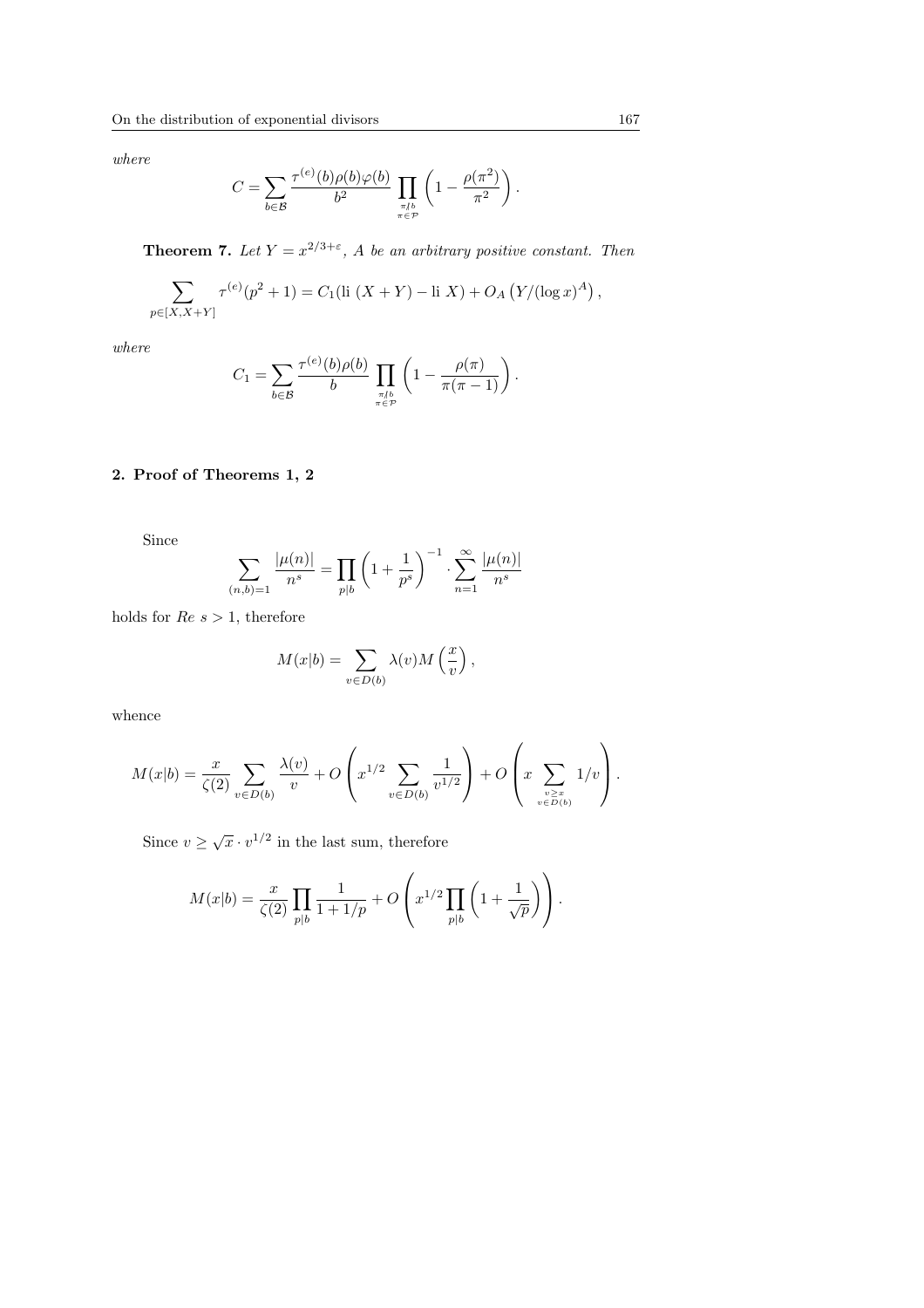*where*

$$C=\sum_{b\in\mathcal{B}}\frac{\tau^{(e)}(b)\rho(b)\varphi(b)}{b^2}\prod_{\substack{\pi\nmid b\\ \pi\in\mathcal{P}}}\left(1-\frac{\rho(\pi^2)}{\pi^2}\right).$$

**Theorem 7.** *Let $Y=x^{2/3+\varepsilon}$, $A$ be an arbitrary positive constant. Then*

$$\sum_{p\in[X,X+Y]}\tau^{(e)}(p^2+1)=C_1(\text{li }(X+Y)-\text{li }X)+O_A\left(Y/(\log x)^A\right),$$

*where*

$$C_1=\sum_{b\in\mathcal{B}}\frac{\tau^{(e)}(b)\rho(b)}{b}\prod_{\substack{\pi\nmid b\\ \pi\in\mathcal{P}}}\left(1-\frac{\rho(\pi)}{\pi(\pi-1)}\right).$$

## 2. Proof of Theorems 1, 2

Since

$$\sum_{(n,b)=1}\frac{|\mu(n)|}{n^s}=\prod_{p|b}\left(1+\frac{1}{p^s}\right)^{-1}\cdot\sum_{n=1}^{\infty}\frac{|\mu(n)|}{n^s}$$

holds for $Re\ s>1$, therefore

$$M(x|b)=\sum_{v\in D(b)}\lambda(v)M\left(\frac{x}{v}\right),$$

whence

$$M(x|b)=\frac{x}{\zeta(2)}\sum_{v\in D(b)}\frac{\lambda(v)}{v}+O\left(x^{1/2}\sum_{v\in D(b)}\frac{1}{v^{1/2}}\right)+O\left(x\sum_{\substack{v\geq x\\ v\in D(b)}}1/v\right).$$

Since $v\geq\sqrt{x}\cdot v^{1/2}$ in the last sum, therefore

$$M(x|b)=\frac{x}{\zeta(2)}\prod_{p|b}\frac{1}{1+1/p}+O\left(x^{1/2}\prod_{p|b}\left(1+\frac{1}{\sqrt{p}}\right)\right).$$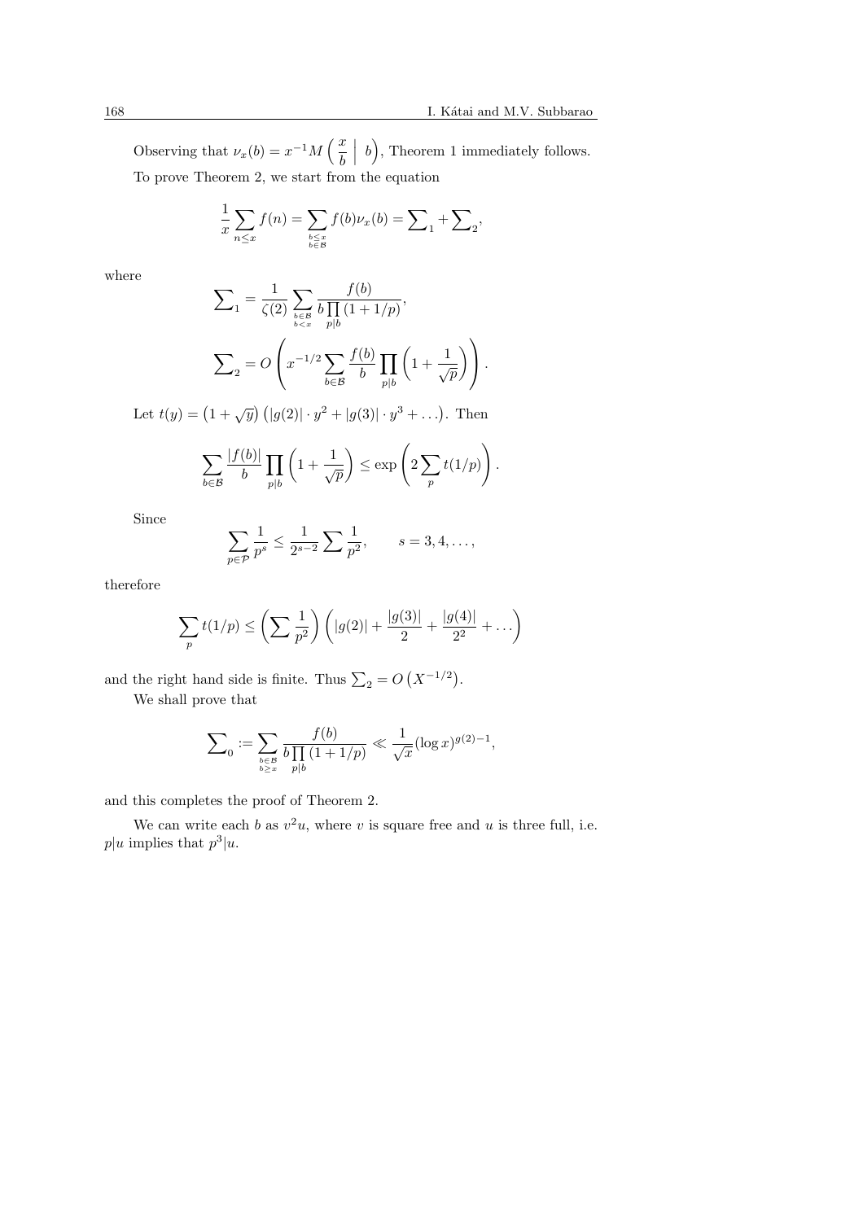Observing that $\nu_x(b) = x^{-1} M\left(\frac{x}{b} \;\middle|\; b\right)$, Theorem 1 immediately follows.

To prove Theorem 2, we start from the equation

$$\frac{1}{x}\sum_{n\le x} f(n) = \sum_{\substack{b\le x\\ b\in\mathcal{B}}} f(b)\nu_x(b) = \sum\nolimits_1 + \sum\nolimits_2,$$

where

$$\sum\nolimits_1 = \frac{1}{\zeta(2)}\sum_{\substack{b\in\mathcal{B}\\ b<x}} \frac{f(b)}{b\prod_{p|b}(1+1/p)},$$

$$\sum\nolimits_2 = O\left(x^{-1/2}\sum_{b\in\mathcal{B}} \frac{f(b)}{b}\prod_{p|b}\left(1+\frac{1}{\sqrt{p}}\right)\right).$$

Let $t(y) = \left(1+\sqrt{y}\right)\left(|g(2)|\cdot y^2 + |g(3)|\cdot y^3 + \ldots\right)$. Then

$$\sum_{b\in\mathcal{B}} \frac{|f(b)|}{b}\prod_{p|b}\left(1+\frac{1}{\sqrt{p}}\right) \le \exp\left(2\sum_p t(1/p)\right).$$

Since

$$\sum_{p\in\mathcal{P}} \frac{1}{p^s} \le \frac{1}{2^{s-2}}\sum \frac{1}{p^2}, \qquad s = 3,4,\ldots,$$

therefore

$$\sum_p t(1/p) \le \left(\sum \frac{1}{p^2}\right)\left(|g(2)| + \frac{|g(3)|}{2} + \frac{|g(4)|}{2^2} + \ldots\right)$$

and the right hand side is finite. Thus $\sum_2 = O\left(X^{-1/2}\right)$.

We shall prove that

$$\sum\nolimits_0 := \sum_{\substack{b\in\mathcal{B}\\ b\ge x}} \frac{f(b)}{b\prod_{p|b}(1+1/p)} \ll \frac{1}{\sqrt{x}}(\log x)^{g(2)-1},$$

and this completes the proof of Theorem 2.

We can write each $b$ as $v^2u$, where $v$ is square free and $u$ is three full, i.e. $p|u$ implies that $p^3|u$.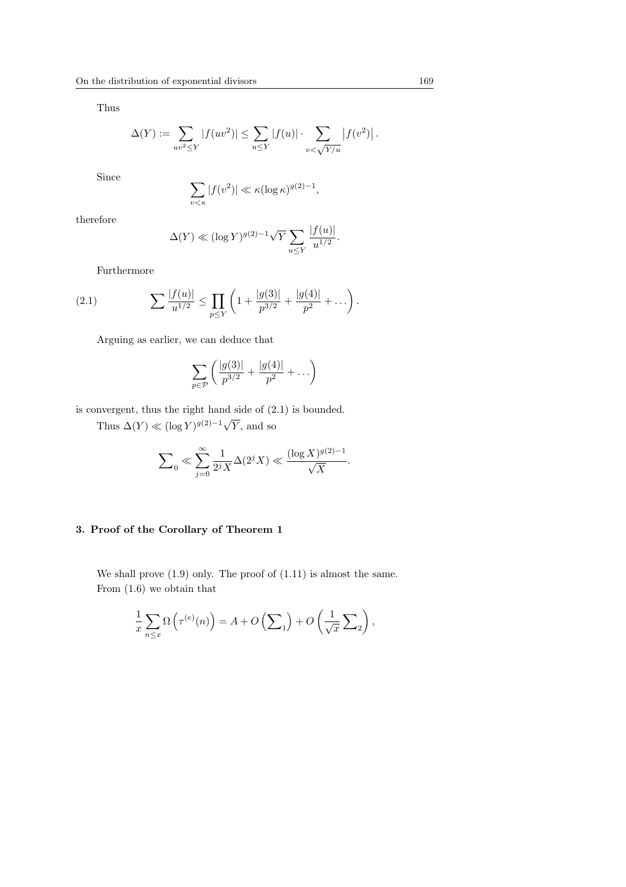Thus

$$\Delta(Y) := \sum_{uv^2 \le Y} |f(uv^2)| \le \sum_{u \le Y} |f(u)| \cdot \sum_{v < \sqrt{Y/u}} \left| f(v^2) \right|.$$

Since

$$\sum_{v < \kappa} |f(v^2)| \ll \kappa (\log \kappa)^{g(2)-1},$$

therefore

$$\Delta(Y) \ll (\log Y)^{g(2)-1} \sqrt{Y} \sum_{u \le Y} \frac{|f(u)|}{u^{1/2}}.$$

Furthermore

$$\sum \frac{|f(u)|}{u^{1/2}} \le \prod_{p \le Y} \left( 1 + \frac{|g(3)|}{p^{3/2}} + \frac{|g(4)|}{p^2} + \dots \right). \tag{2.1}$$

Arguing as earlier, we can deduce that

$$\sum_{p \in \mathcal{P}} \left( \frac{|g(3)|}{p^{3/2}} + \frac{|g(4)|}{p^2} + \dots \right)$$

is convergent, thus the right hand side of (2.1) is bounded.

Thus $\Delta(Y) \ll (\log Y)^{g(2)-1} \sqrt{Y}$, and so

$$\sum\nolimits_0 \ll \sum_{j=0}^{\infty} \frac{1}{2^j X} \Delta(2^j X) \ll \frac{(\log X)^{g(2)-1}}{\sqrt{X}}.$$

## 3. Proof of the Corollary of Theorem 1

We shall prove (1.9) only. The proof of (1.11) is almost the same.
From (1.6) we obtain that

$$\frac{1}{x} \sum_{n \le x} \Omega \left( \tau^{(e)}(n) \right) = A + O\left( \sum\nolimits_1 \right) + O\left( \frac{1}{\sqrt{x}} \sum\nolimits_2 \right),$$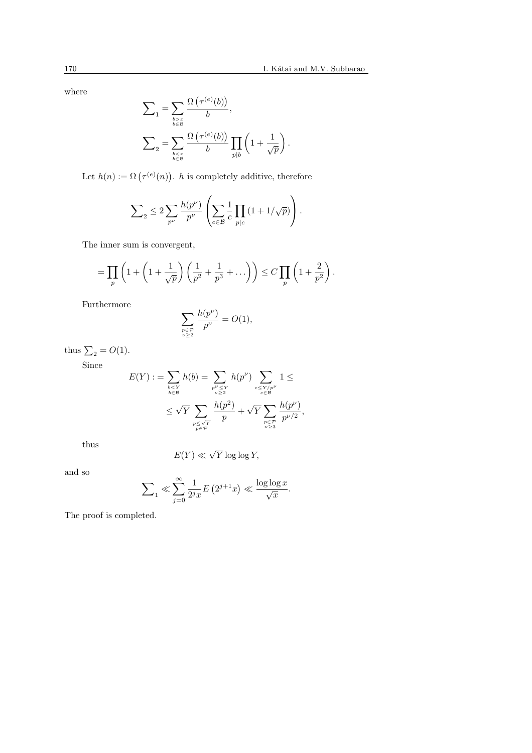where

$$\sum\nolimits_1 = \sum_{\substack{b>x \\ b\in\mathcal{B}}} \frac{\Omega\left(\tau^{(e)}(b)\right)}{b},$$

$$\sum\nolimits_2 = \sum_{\substack{b<x \\ b\in\mathcal{B}}} \frac{\Omega\left(\tau^{(e)}(b)\right)}{b} \prod_{p|b}\left(1+\frac{1}{\sqrt{p}}\right).$$

Let $h(n) := \Omega\left(\tau^{(e)}(n)\right)$. $h$ is completely additive, therefore

$$\sum\nolimits_2 \le 2\sum_{p^\nu} \frac{h(p^\nu)}{p^\nu}\left(\sum_{c\in\mathcal{B}} \frac{1}{c}\prod_{p|c}(1+1/\sqrt{p})\right).$$

The inner sum is convergent,

$$= \prod_p \left(1+\left(1+\frac{1}{\sqrt{p}}\right)\left(\frac{1}{p^2}+\frac{1}{p^3}+\dots\right)\right) \le C\prod_p\left(1+\frac{2}{p^2}\right).$$

Furthermore

$$\sum_{\substack{p\in\mathcal{P} \\ \nu\ge 2}} \frac{h(p^\nu)}{p^\nu} = O(1),$$

thus $\sum_2 = O(1)$.

Since

$$E(Y) := \sum_{\substack{b<Y \\ b\in\mathcal{B}}} h(b) = \sum_{\substack{p^\nu\le Y \\ \nu\ge 2}} h(p^\nu)\sum_{\substack{c\le Y/p^\nu \\ c\in\mathcal{B}}} 1 \le$$

$$\le \sqrt{Y}\sum_{\substack{p\le\sqrt{Y} \\ p\in\mathcal{P}}} \frac{h(p^2)}{p} + \sqrt{Y}\sum_{\substack{p\in\mathcal{P} \\ \nu\ge 3}} \frac{h(p^\nu)}{p^{\nu/2}},$$

thus

$$E(Y) \ll \sqrt{Y}\log\log Y,$$

and so

$$\sum\nolimits_1 \ll \sum_{j=0}^{\infty} \frac{1}{2^j x} E\left(2^{j+1}x\right) \ll \frac{\log\log x}{\sqrt{x}}.$$

The proof is completed.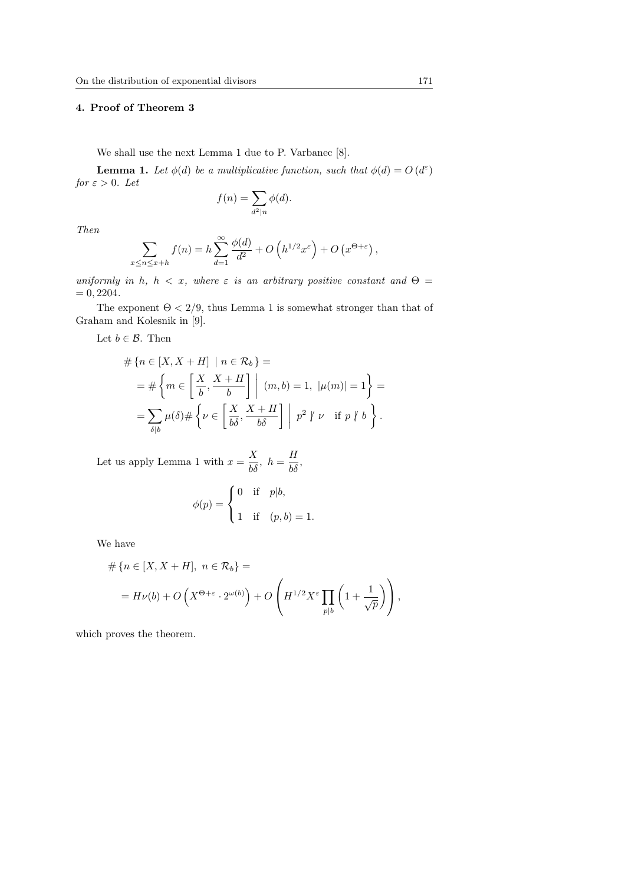## 4. Proof of Theorem 3

We shall use the next Lemma 1 due to P. Varbanec [8].

**Lemma 1.** *Let $\phi(d)$ be a multiplicative function, such that $\phi(d) = O(d^\varepsilon)$ for $\varepsilon > 0$. Let*

$$f(n) = \sum_{d^2 | n} \phi(d).$$

*Then*

$$\sum_{x \le n \le x+h} f(n) = h \sum_{d=1}^{\infty} \frac{\phi(d)}{d^2} + O\left(h^{1/2} x^\varepsilon\right) + O\left(x^{\Theta+\varepsilon}\right),$$

*uniformly in $h$, $h < x$, where $\varepsilon$ is an arbitrary positive constant and $\Theta = 0,2204$.*

The exponent $\Theta < 2/9$, thus Lemma 1 is somewhat stronger than that of Graham and Kolesnik in [9].

Let $b \in \mathcal{B}$. Then

$$\begin{aligned}
&\#\{n \in [X, X+H] \mid n \in \mathcal{R}_b\} = \\
&= \#\left\{m \in \left[\frac{X}{b}, \frac{X+H}{b}\right] \;\middle|\; (m,b) = 1,\ |\mu(m)| = 1\right\} = \\
&= \sum_{\delta | b} \mu(\delta) \#\left\{\nu \in \left[\frac{X}{b\delta}, \frac{X+H}{b\delta}\right] \;\middle|\; p^2 \nmid \nu \quad \text{if } p \nmid b\right\}.
\end{aligned}$$

Let us apply Lemma 1 with $x = \dfrac{X}{b\delta}$, $h = \dfrac{H}{b\delta}$,

$$\phi(p) = \begin{cases} 0 & \text{if} \quad p | b, \\ 1 & \text{if} \quad (p,b) = 1. \end{cases}$$

We have

$$\begin{aligned}
&\#\{n \in [X, X+H],\ n \in \mathcal{R}_b\} = \\
&= H\nu(b) + O\left(X^{\Theta+\varepsilon} \cdot 2^{\omega(b)}\right) + O\left(H^{1/2} X^\varepsilon \prod_{p|b}\left(1 + \frac{1}{\sqrt{p}}\right)\right),
\end{aligned}$$

which proves the theorem.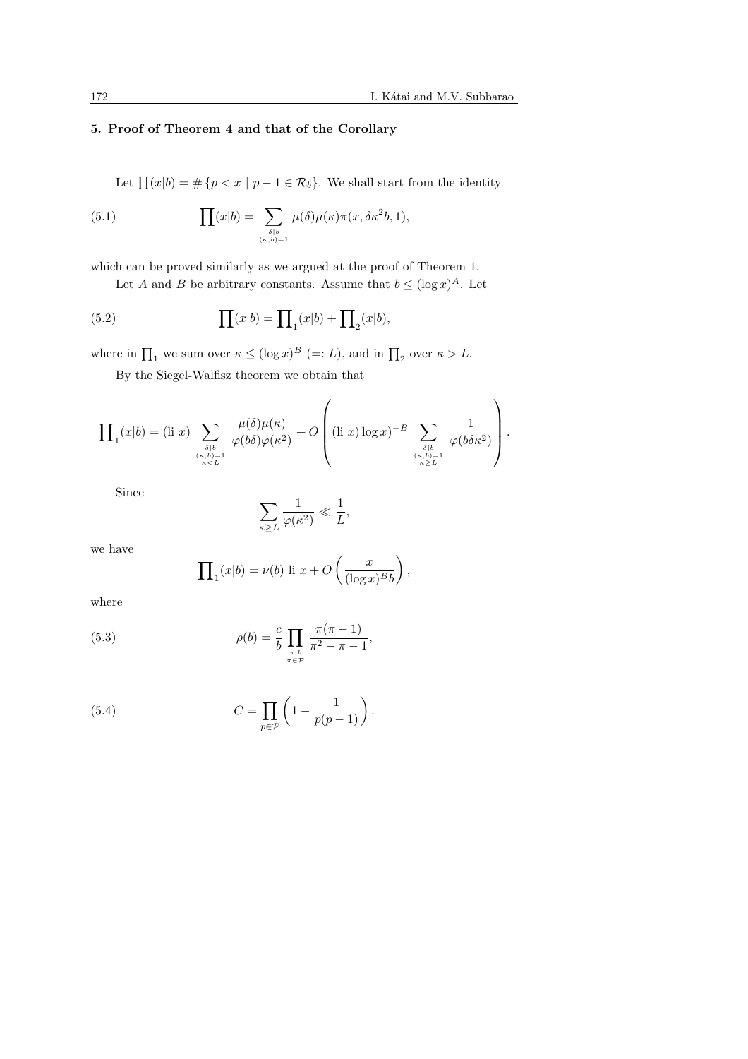## 5. Proof of Theorem 4 and that of the Corollary

Let $\prod(x|b) = \#\{p < x \mid p-1 \in \mathcal{R}_b\}$. We shall start from the identity

$$\prod(x|b) = \sum_{\substack{\delta|b \\ (\kappa,b)=1}} \mu(\delta)\mu(\kappa)\pi(x, \delta\kappa^2 b, 1), \tag{5.1}$$

which can be proved similarly as we argued at the proof of Theorem 1.

Let $A$ and $B$ be arbitrary constants. Assume that $b \leq (\log x)^A$. Let

$$\prod(x|b) = \prod\nolimits_1(x|b) + \prod\nolimits_2(x|b), \tag{5.2}$$

where in $\prod_1$ we sum over $\kappa \leq (\log x)^B$ $(=: L)$, and in $\prod_2$ over $\kappa > L$.

By the Siegel-Walfisz theorem we obtain that

$$\prod\nolimits_1(x|b) = (\text{li } x) \sum_{\substack{\delta|b \\ (\kappa,b)=1 \\ \kappa<L}} \frac{\mu(\delta)\mu(\kappa)}{\varphi(b\delta)\varphi(\kappa^2)} + O\left( (\text{li } x)\log x)^{-B} \sum_{\substack{\delta|b \\ (\kappa,b)=1 \\ \kappa \geq L}} \frac{1}{\varphi(b\delta\kappa^2)} \right).$$

Since

$$\sum_{\kappa \geq L} \frac{1}{\varphi(\kappa^2)} \ll \frac{1}{L},$$

we have

$$\prod\nolimits_1(x|b) = \nu(b) \text{ li } x + O\left(\frac{x}{(\log x)^B b}\right),$$

where

$$\rho(b) = \frac{c}{b} \prod_{\substack{\pi|b \\ \pi \in \mathcal{P}}} \frac{\pi(\pi-1)}{\pi^2 - \pi - 1}, \tag{5.3}$$

$$C = \prod_{p \in \mathcal{P}} \left(1 - \frac{1}{p(p-1)}\right). \tag{5.4}$$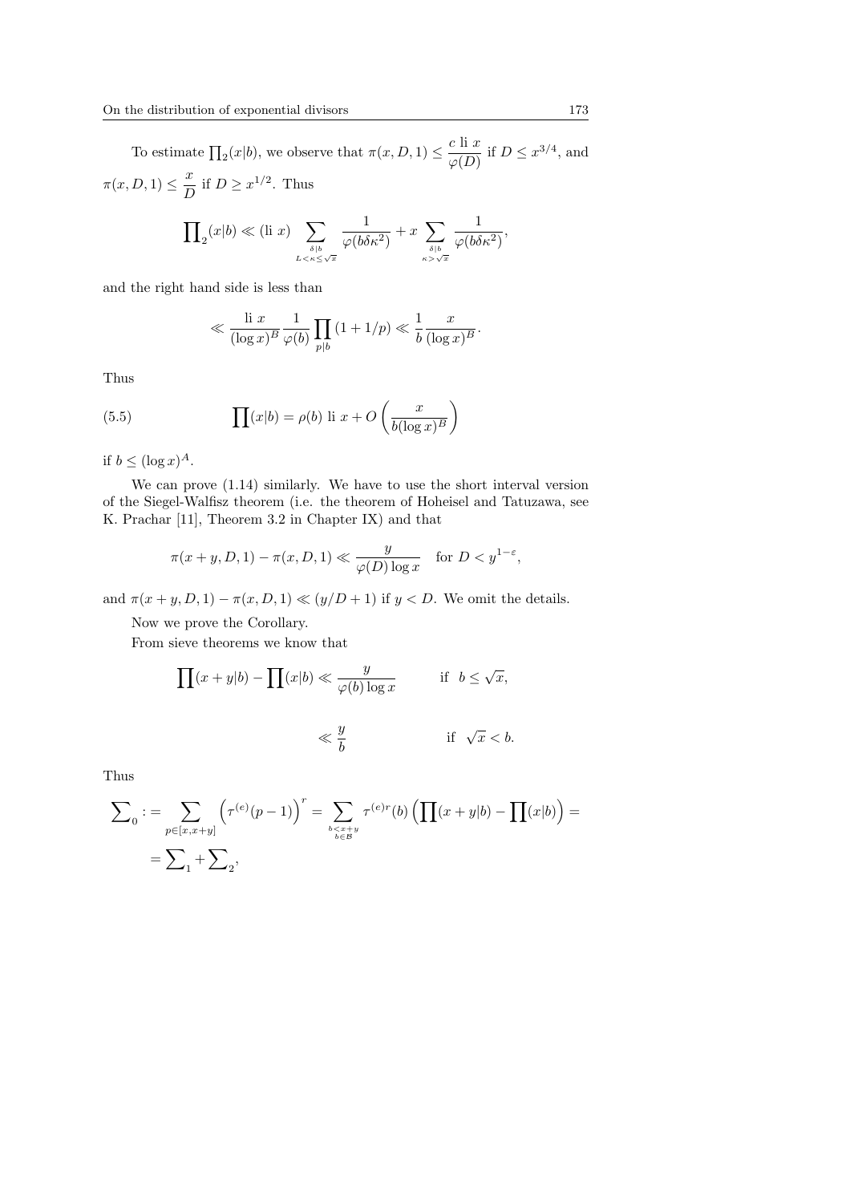To estimate $\prod_2(x|b)$, we observe that $\pi(x,D,1) \le \dfrac{c \text{ li } x}{\varphi(D)}$ if $D \le x^{3/4}$, and $\pi(x,D,1) \le \dfrac{x}{D}$ if $D \ge x^{1/2}$. Thus

$$\prod\nolimits_2(x|b) \ll (\text{li } x) \sum_{\substack{\delta | b \\ L<\kappa\le\sqrt{x}}} \frac{1}{\varphi(b\delta\kappa^2)} + x \sum_{\substack{\delta|b \\ \kappa>\sqrt{x}}} \frac{1}{\varphi(b\delta\kappa^2)},$$

and the right hand side is less than

$$\ll \frac{\text{li } x}{(\log x)^B} \frac{1}{\varphi(b)} \prod_{p|b} (1+1/p) \ll \frac{1}{b} \frac{x}{(\log x)^B}.$$

Thus

$$\prod(x|b) = \rho(b) \text{ li } x + O\left(\frac{x}{b(\log x)^B}\right) \tag{5.5}$$

if $b \le (\log x)^A$.

We can prove (1.14) similarly. We have to use the short interval version of the Siegel-Walfisz theorem (i.e. the theorem of Hoheisel and Tatuzawa, see K. Prachar [11], Theorem 3.2 in Chapter IX) and that

$$\pi(x+y,D,1) - \pi(x,D,1) \ll \frac{y}{\varphi(D)\log x} \quad \text{for } D < y^{1-\varepsilon},$$

and $\pi(x+y,D,1) - \pi(x,D,1) \ll (y/D+1)$ if $y < D$. We omit the details.

Now we prove the Corollary.

From sieve theorems we know that

$$\prod(x+y|b) - \prod(x|b) \ll \frac{y}{\varphi(b)\log x} \qquad \text{if } \ b \le \sqrt{x},$$

$$\ll \frac{y}{b} \qquad \text{if } \ \sqrt{x} < b.$$

Thus

$$\sum\nolimits_0 := \sum_{p\in[x,x+y]} \left(\tau^{(e)}(p-1)\right)^r = \sum_{\substack{b<x+y \\ b\in\mathcal{B}}} \tau^{(e)r}(b) \left(\prod(x+y|b) - \prod(x|b)\right) =$$

$$= \sum\nolimits_1 + \sum\nolimits_2,$$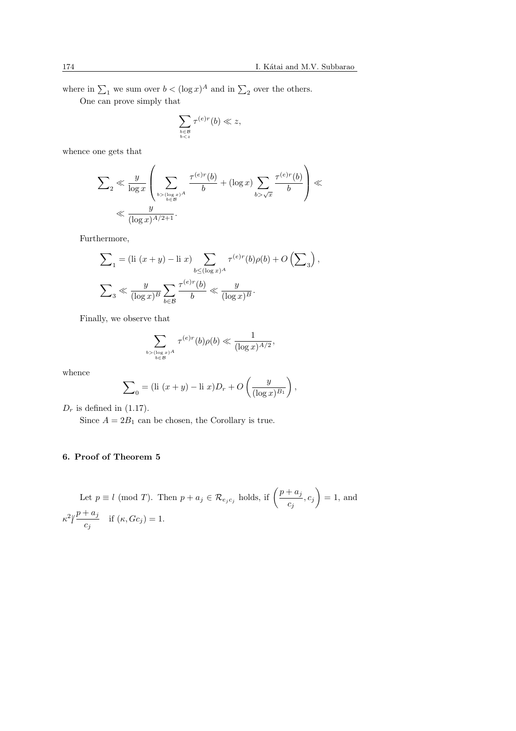where in $\sum_1$ we sum over $b < (\log x)^A$ and in $\sum_2$ over the others.

One can prove simply that

$$\sum_{\substack{b\in\mathcal{B}\\ b<z}} \tau^{(e)r}(b) \ll z,$$

whence one gets that

$$\sum\nolimits_2 \ll \frac{y}{\log x}\left(\sum_{\substack{b>(\log x)^A\\ b\in\mathcal{B}}} \frac{\tau^{(e)r}(b)}{b} + (\log x)\sum_{b>\sqrt{x}} \frac{\tau^{(e)r}(b)}{b}\right) \ll$$
$$\ll \frac{y}{(\log x)^{A/2+1}}.$$

Furthermore,

$$\sum\nolimits_1 = (\text{li }(x+y) - \text{li }x)\sum_{b\le(\log x)^A} \tau^{(e)r}(b)\rho(b) + O\left(\sum\nolimits_3\right),$$

$$\sum\nolimits_3 \ll \frac{y}{(\log x)^B}\sum_{b\in\mathcal{B}} \frac{\tau^{(e)r}(b)}{b} \ll \frac{y}{(\log x)^B}.$$

Finally, we observe that

$$\sum_{\substack{b>(\log x)^A\\ b\in\mathcal{B}}} \tau^{(e)r}(b)\rho(b) \ll \frac{1}{(\log x)^{A/2}},$$

whence

$$\sum\nolimits_0 = (\text{li }(x+y) - \text{li }x)D_r + O\left(\frac{y}{(\log x)^{B_1}}\right),$$

$D_r$ is defined in (1.17).

Since $A = 2B_1$ can be chosen, the Corollary is true.

## 6. Proof of Theorem 5

Let $p \equiv l \pmod{T}$. Then $p + a_j \in \mathcal{R}_{e_j c_j}$ holds, if $\left(\frac{p+a_j}{c_j}, c_j\right) = 1$, and $\kappa^2 \nmid \frac{p+a_j}{c_j}$ if $(\kappa, Gc_j) = 1$.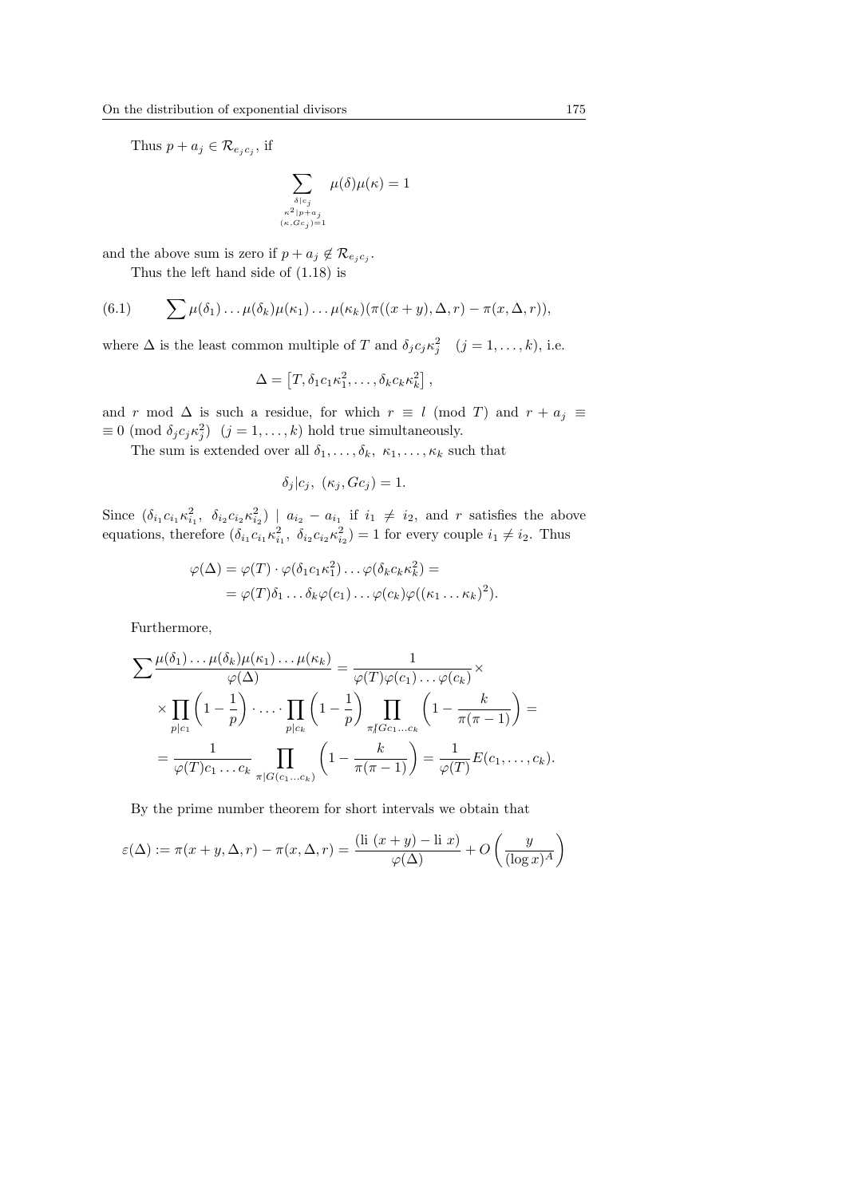Thus $p + a_j \in \mathcal{R}_{e_j c_j}$, if

$$\sum_{\substack{\delta | c_j \\ \kappa^2 | p+a_j \\ (\kappa, Gc_j)=1}} \mu(\delta)\mu(\kappa) = 1$$

and the above sum is zero if $p + a_j \notin \mathcal{R}_{e_j c_j}$.

Thus the left hand side of (1.18) is

$$\sum \mu(\delta_1)\dots\mu(\delta_k)\mu(\kappa_1)\dots\mu(\kappa_k)(\pi((x+y),\Delta,r) - \pi(x,\Delta,r)), \tag{6.1}$$

where $\Delta$ is the least common multiple of $T$ and $\delta_j c_j \kappa_j^2 \quad (j = 1,\dots,k)$, i.e.

$$\Delta = \left[T, \delta_1 c_1 \kappa_1^2, \dots, \delta_k c_k \kappa_k^2\right],$$

and $r \bmod \Delta$ is such a residue, for which $r \equiv l \pmod{T}$ and $r + a_j \equiv \equiv 0 \pmod{\delta_j c_j \kappa_j^2} \quad (j = 1,\dots,k)$ hold true simultaneously.

The sum is extended over all $\delta_1,\dots,\delta_k,\ \kappa_1,\dots,\kappa_k$ such that

$$\delta_j | c_j,\ (\kappa_j, Gc_j) = 1.$$

Since $(\delta_{i_1} c_{i_1} \kappa_{i_1}^2,\ \delta_{i_2} c_{i_2} \kappa_{i_2}^2) \mid a_{i_2} - a_{i_1}$ if $i_1 \neq i_2$, and $r$ satisfies the above equations, therefore $(\delta_{i_1} c_{i_1} \kappa_{i_1}^2,\ \delta_{i_2} c_{i_2} \kappa_{i_2}^2) = 1$ for every couple $i_1 \neq i_2$. Thus

$$\begin{aligned}\varphi(\Delta) &= \varphi(T)\cdot\varphi(\delta_1 c_1 \kappa_1^2)\dots\varphi(\delta_k c_k \kappa_k^2) = \\ &= \varphi(T)\delta_1\dots\delta_k \varphi(c_1)\dots\varphi(c_k)\varphi((\kappa_1\dots\kappa_k)^2).\end{aligned}$$

Furthermore,

$$\begin{aligned}\sum \frac{\mu(\delta_1)\dots\mu(\delta_k)\mu(\kappa_1)\dots\mu(\kappa_k)}{\varphi(\Delta)} &= \frac{1}{\varphi(T)\varphi(c_1)\dots\varphi(c_k)} \times \\ &\times \prod_{p|c_1}\left(1-\frac{1}{p}\right)\cdot\ldots\cdot\prod_{p|c_k}\left(1-\frac{1}{p}\right)\prod_{\pi \nmid Gc_1\dots c_k}\left(1-\frac{k}{\pi(\pi-1)}\right) = \\ &= \frac{1}{\varphi(T)c_1\dots c_k}\prod_{\pi | G(c_1\dots c_k)}\left(1-\frac{k}{\pi(\pi-1)}\right) = \frac{1}{\varphi(T)}E(c_1,\dots,c_k).\end{aligned}$$

By the prime number theorem for short intervals we obtain that

$$\varepsilon(\Delta) := \pi(x+y,\Delta,r) - \pi(x,\Delta,r) = \frac{(\mathrm{li}\ (x+y) - \mathrm{li}\ x)}{\varphi(\Delta)} + O\left(\frac{y}{(\log x)^A}\right)$$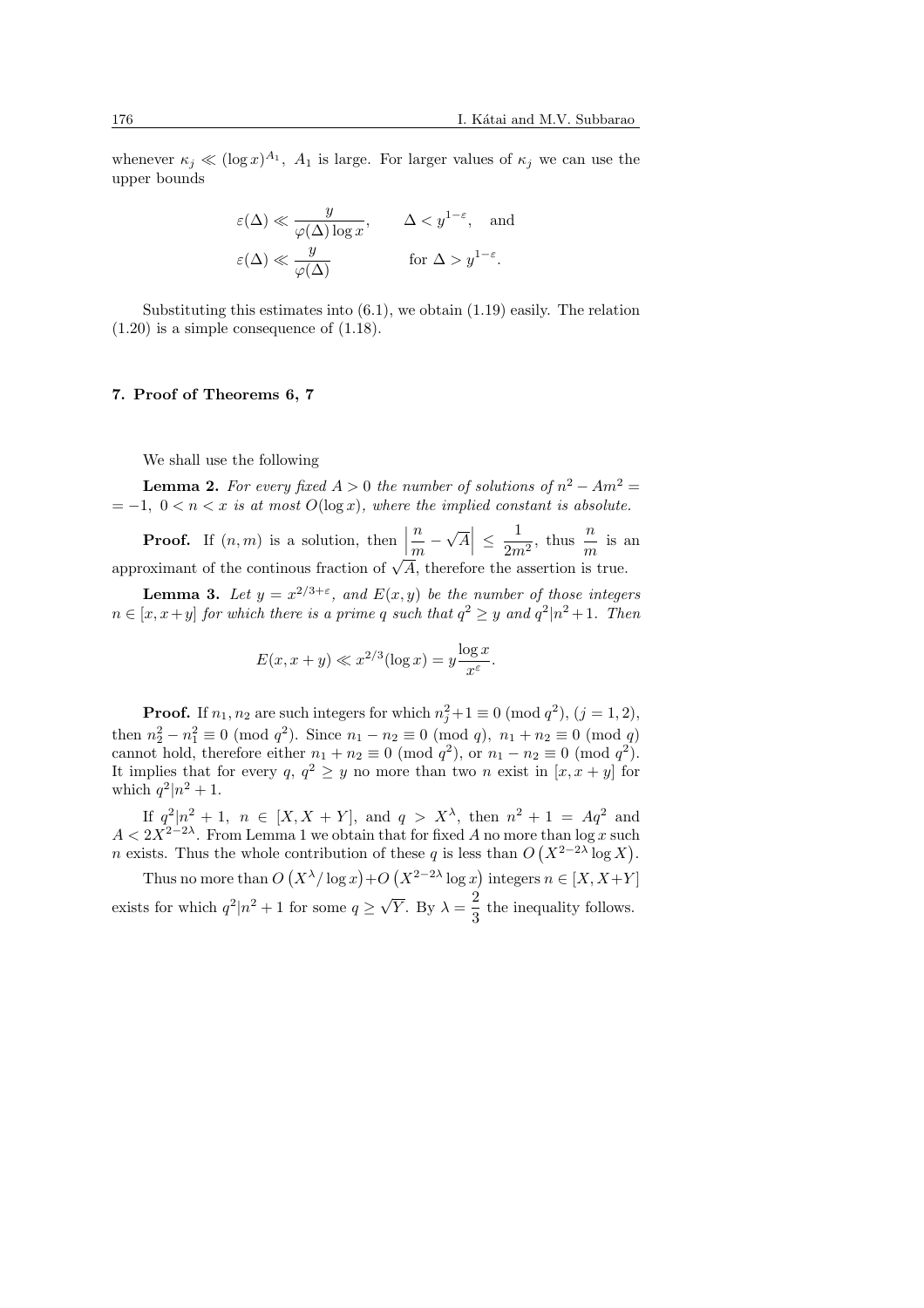whenever $\kappa_j \ll (\log x)^{A_1}$, $A_1$ is large. For larger values of $\kappa_j$ we can use the upper bounds

$$\varepsilon(\Delta) \ll \frac{y}{\varphi(\Delta)\log x}, \qquad \Delta < y^{1-\varepsilon}, \quad \text{and}$$

$$\varepsilon(\Delta) \ll \frac{y}{\varphi(\Delta)} \qquad \text{for } \Delta > y^{1-\varepsilon}.$$

Substituting this estimates into (6.1), we obtain (1.19) easily. The relation (1.20) is a simple consequence of (1.18).

## 7. Proof of Theorems 6, 7

We shall use the following

**Lemma 2.** *For every fixed $A > 0$ the number of solutions of $n^2 - Am^2 = -1$, $0 < n < x$ is at most $O(\log x)$, where the implied constant is absolute.*

**Proof.** If $(n, m)$ is a solution, then $\left|\frac{n}{m} - \sqrt{A}\right| \leq \frac{1}{2m^2}$, thus $\frac{n}{m}$ is an approximant of the continous fraction of $\sqrt{A}$, therefore the assertion is true.

**Lemma 3.** *Let $y = x^{2/3+\varepsilon}$, and $E(x, y)$ be the number of those integers $n \in [x, x+y]$ for which there is a prime $q$ such that $q^2 \geq y$ and $q^2|n^2+1$. Then*

$$E(x, x+y) \ll x^{2/3}(\log x) = y\frac{\log x}{x^{\varepsilon}}.$$

**Proof.** If $n_1, n_2$ are such integers for which $n_j^2+1 \equiv 0 \pmod{q^2}$, $(j = 1, 2)$, then $n_2^2 - n_1^2 \equiv 0 \pmod{q^2}$. Since $n_1 - n_2 \equiv 0 \pmod{q}$, $n_1 + n_2 \equiv 0 \pmod{q}$ cannot hold, therefore either $n_1 + n_2 \equiv 0 \pmod{q^2}$, or $n_1 - n_2 \equiv 0 \pmod{q^2}$. It implies that for every $q$, $q^2 \geq y$ no more than two $n$ exist in $[x, x + y]$ for which $q^2|n^2 + 1$.

If $q^2|n^2 + 1$, $n \in [X, X + Y]$, and $q > X^\lambda$, then $n^2 + 1 = Aq^2$ and $A < 2X^{2-2\lambda}$. From Lemma 1 we obtain that for fixed $A$ no more than $\log x$ such $n$ exists. Thus the whole contribution of these $q$ is less than $O\left(X^{2-2\lambda}\log X\right)$.

Thus no more than $O\left(X^\lambda/\log x\right)+O\left(X^{2-2\lambda}\log x\right)$ integers $n \in [X, X+Y]$ exists for which $q^2|n^2 + 1$ for some $q \geq \sqrt{Y}$. By $\lambda = \frac{2}{3}$ the inequality follows.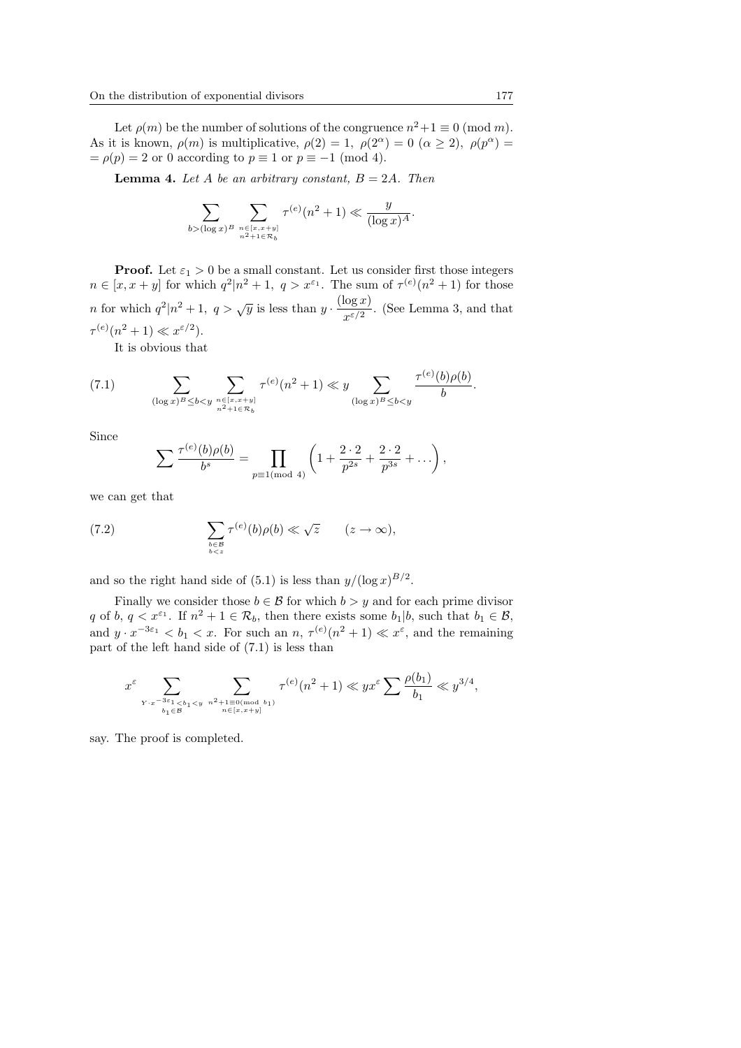Let $\rho(m)$ be the number of solutions of the congruence $n^2+1 \equiv 0 \pmod{m}$. As it is known, $\rho(m)$ is multiplicative, $\rho(2) = 1$, $\rho(2^\alpha) = 0$ $(\alpha \geq 2)$, $\rho(p^\alpha) = \rho(p) = 2$ or $0$ according to $p \equiv 1$ or $p \equiv -1 \pmod{4}$.

**Lemma 4.** *Let $A$ be an arbitrary constant, $B = 2A$. Then*

$$\sum_{b > (\log x)^B} \sum_{\substack{n \in [x, x+y] \\ n^2+1 \in \mathcal{R}_b}} \tau^{(e)}(n^2+1) \ll \frac{y}{(\log x)^A}.$$

**Proof.** Let $\varepsilon_1 > 0$ be a small constant. Let us consider first those integers $n \in [x, x+y]$ for which $q^2 | n^2+1$, $q > x^{\varepsilon_1}$. The sum of $\tau^{(e)}(n^2+1)$ for those $n$ for which $q^2 | n^2+1$, $q > \sqrt{y}$ is less than $y \cdot \dfrac{(\log x)}{x^{\varepsilon/2}}$. (See Lemma 3, and that $\tau^{(e)}(n^2+1) \ll x^{\varepsilon/2}$).

It is obvious that

$$\sum_{(\log x)^B \leq b < y} \sum_{\substack{n \in [x, x+y] \\ n^2+1 \in \mathcal{R}_b}} \tau^{(e)}(n^2+1) \ll y \sum_{(\log x)^B \leq b < y} \frac{\tau^{(e)}(b)\rho(b)}{b}. \tag{7.1}$$

Since

$$\sum \frac{\tau^{(e)}(b)\rho(b)}{b^s} = \prod_{p \equiv 1 \pmod{4}} \left(1 + \frac{2 \cdot 2}{p^{2s}} + \frac{2 \cdot 2}{p^{3s}} + \dots \right),$$

we can get that

$$\sum_{\substack{b \in \mathcal{B} \\ b < z}} \tau^{(e)}(b)\rho(b) \ll \sqrt{z} \qquad (z \to \infty), \tag{7.2}$$

and so the right hand side of (5.1) is less than $y/(\log x)^{B/2}$.

Finally we consider those $b \in \mathcal{B}$ for which $b > y$ and for each prime divisor $q$ of $b$, $q < x^{\varepsilon_1}$. If $n^2+1 \in \mathcal{R}_b$, then there exists some $b_1 | b$, such that $b_1 \in \mathcal{B}$, and $y \cdot x^{-3\varepsilon_1} < b_1 < x$. For such an $n$, $\tau^{(e)}(n^2+1) \ll x^\varepsilon$, and the remaining part of the left hand side of (7.1) is less than

$$x^\varepsilon \sum_{\substack{Y \cdot x^{-3\varepsilon_1} < b_1 < y \\ b_1 \in \mathcal{B}}} \sum_{\substack{n^2+1 \equiv 0 \pmod{b_1} \\ n \in [x, x+y]}} \tau^{(e)}(n^2+1) \ll y x^\varepsilon \sum \frac{\rho(b_1)}{b_1} \ll y^{3/4},$$

say. The proof is completed.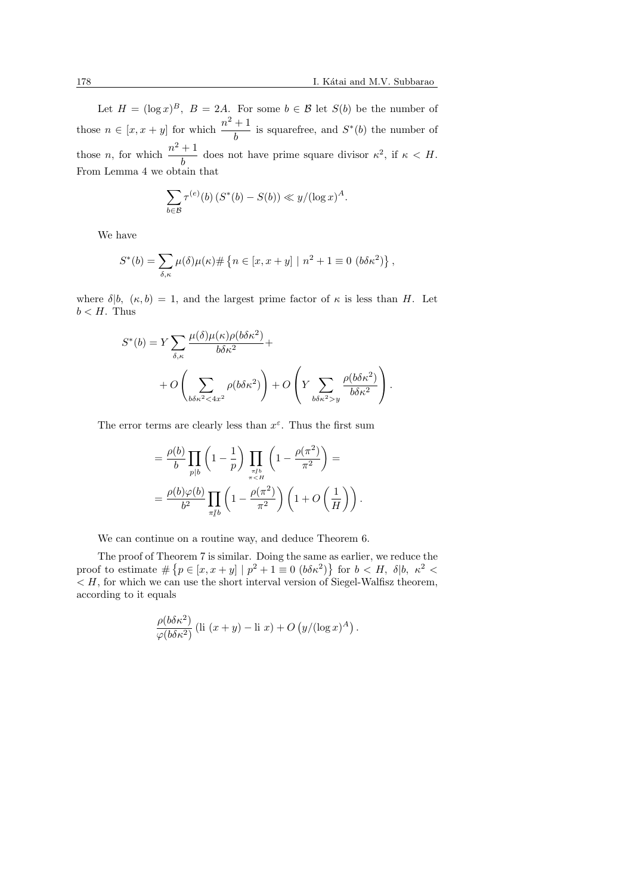Let $H = (\log x)^B$, $B = 2A$. For some $b \in \mathcal{B}$ let $S(b)$ be the number of those $n \in [x, x+y]$ for which $\dfrac{n^2+1}{b}$ is squarefree, and $S^*(b)$ the number of those $n$, for which $\dfrac{n^2+1}{b}$ does not have prime square divisor $\kappa^2$, if $\kappa < H$. From Lemma 4 we obtain that

$$\sum_{b \in \mathcal{B}} \tau^{(e)}(b) \left(S^*(b) - S(b)\right) \ll y/(\log x)^A.$$

We have

$$S^*(b) = \sum_{\delta, \kappa} \mu(\delta)\mu(\kappa) \# \left\{ n \in [x, x+y] \mid n^2 + 1 \equiv 0 \ (b\delta\kappa^2) \right\},$$

where $\delta | b$, $(\kappa, b) = 1$, and the largest prime factor of $\kappa$ is less than $H$. Let $b < H$. Thus

$$S^*(b) = Y \sum_{\delta, \kappa} \frac{\mu(\delta)\mu(\kappa)\rho(b\delta\kappa^2)}{b\delta\kappa^2} + O\left( \sum_{b\delta\kappa^2 < 4x^2} \rho(b\delta\kappa^2) \right) + O\left( Y \sum_{b\delta\kappa^2 > y} \frac{\rho(b\delta\kappa^2)}{b\delta\kappa^2} \right).$$

The error terms are clearly less than $x^\varepsilon$. Thus the first sum

$$= \frac{\rho(b)}{b} \prod_{p | b} \left(1 - \frac{1}{p}\right) \prod_{\substack{\pi \nmid b \\ \pi < H}} \left(1 - \frac{\rho(\pi^2)}{\pi^2}\right) = $$

$$= \frac{\rho(b)\varphi(b)}{b^2} \prod_{\pi \nmid b} \left(1 - \frac{\rho(\pi^2)}{\pi^2}\right) \left(1 + O\left(\frac{1}{H}\right)\right).$$

We can continue on a routine way, and deduce Theorem 6.

The proof of Theorem 7 is similar. Doing the same as earlier, we reduce the proof to estimate $\# \left\{ p \in [x, x+y] \mid p^2 + 1 \equiv 0 \ (b\delta\kappa^2) \right\}$ for $b < H$, $\delta | b$, $\kappa^2 < H$, for which we can use the short interval version of Siegel-Walfisz theorem, according to it equals

$$\frac{\rho(b\delta\kappa^2)}{\varphi(b\delta\kappa^2)} \left(\mathrm{li}\ (x+y) - \mathrm{li}\ x\right) + O\left(y/(\log x)^A\right).$$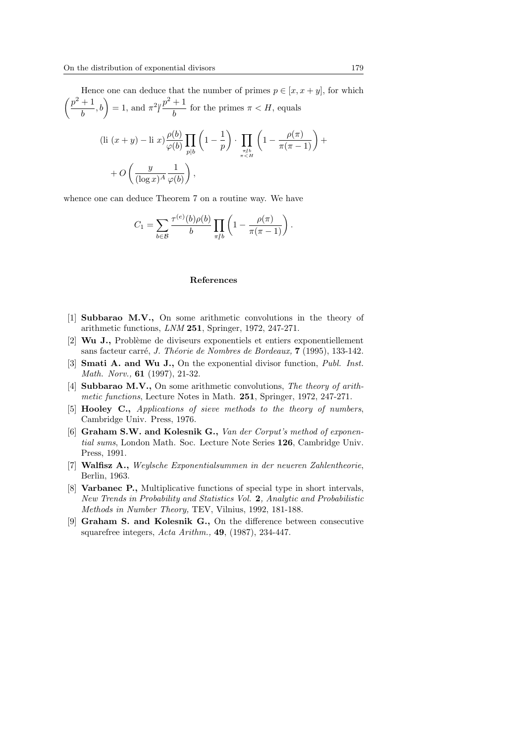Hence one can deduce that the number of primes $p \in [x, x+y]$, for which $\left(\frac{p^2+1}{b}, b\right) = 1$, and $\pi^2 \nmid \frac{p^2+1}{b}$ for the primes $\pi < H$, equals

$$(\text{li }(x+y) - \text{li } x)\frac{\rho(b)}{\varphi(b)} \prod_{p|b} \left(1 - \frac{1}{p}\right) \cdot \prod_{\substack{\pi \nmid b \\ \pi < H}} \left(1 - \frac{\rho(\pi)}{\pi(\pi-1)}\right) +$$
$$+ O\left(\frac{y}{(\log x)^A} \frac{1}{\varphi(b)}\right),$$

whence one can deduce Theorem 7 on a routine way. We have

$$C_1 = \sum_{b \in \mathcal{B}} \frac{\tau^{(e)}(b)\rho(b)}{b} \prod_{\pi \nmid b} \left(1 - \frac{\rho(\pi)}{\pi(\pi-1)}\right).$$

## References

[1] **Subbarao M.V.,** On some arithmetic convolutions in the theory of arithmetic functions, *LNM* **251**, Springer, 1972, 247-271.

[2] **Wu J.,** Problème de diviseurs exponentiels et entiers exponentiellement sans facteur carré, *J. Théorie de Nombres de Bordeaux,* **7** (1995), 133-142.

[3] **Smati A. and Wu J.,** On the exponential divisor function, *Publ. Inst. Math. Norv.,* **61** (1997), 21-32.

[4] **Subbarao M.V.,** On some arithmetic convolutions, *The theory of arithmetic functions*, Lecture Notes in Math. **251**, Springer, 1972, 247-271.

[5] **Hooley C.,** *Applications of sieve methods to the theory of numbers*, Cambridge Univ. Press, 1976.

[6] **Graham S.W. and Kolesnik G.,** *Van der Corput's method of exponential sums*, London Math. Soc. Lecture Note Series **126**, Cambridge Univ. Press, 1991.

[7] **Walfisz A.,** *Weylsche Exponentialsummen in der neueren Zahlentheorie*, Berlin, 1963.

[8] **Varbanec P.,** Multiplicative functions of special type in short intervals, *New Trends in Probability and Statistics Vol.* **2***, Analytic and Probabilistic Methods in Number Theory,* TEV, Vilnius, 1992, 181-188.

[9] **Graham S. and Kolesnik G.,** On the difference between consecutive squarefree integers, *Acta Arithm.,* **49**, (1987), 234-447.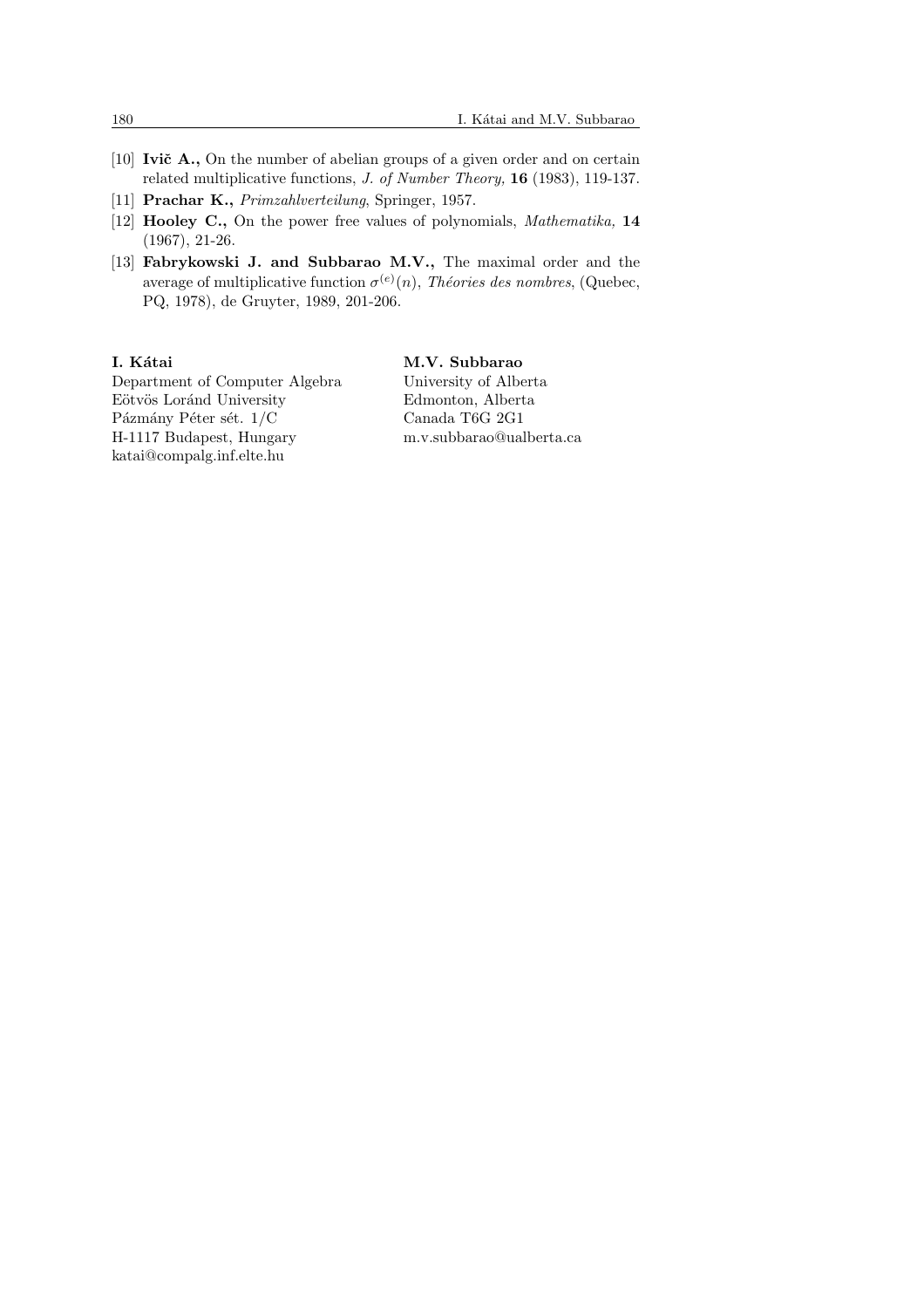[10] **Ivič A.,** On the number of abelian groups of a given order and on certain related multiplicative functions, *J. of Number Theory,* **16** (1983), 119-137.

[11] **Prachar K.,** *Primzahlverteilung*, Springer, 1957.

[12] **Hooley C.,** On the power free values of polynomials, *Mathematika,* **14** (1967), 21-26.

[13] **Fabrykowski J. and Subbarao M.V.,** The maximal order and the average of multiplicative function $\sigma^{(e)}(n)$, *Théories des nombres*, (Quebec, PQ, 1978), de Gruyter, 1989, 201-206.

**I. Kátai**
Department of Computer Algebra
Eötvös Loránd University
Pázmány Péter sét. 1/C
H-1117 Budapest, Hungary
katai@compalg.inf.elte.hu

**M.V. Subbarao**
University of Alberta
Edmonton, Alberta
Canada T6G 2G1
m.v.subbarao@ualberta.ca